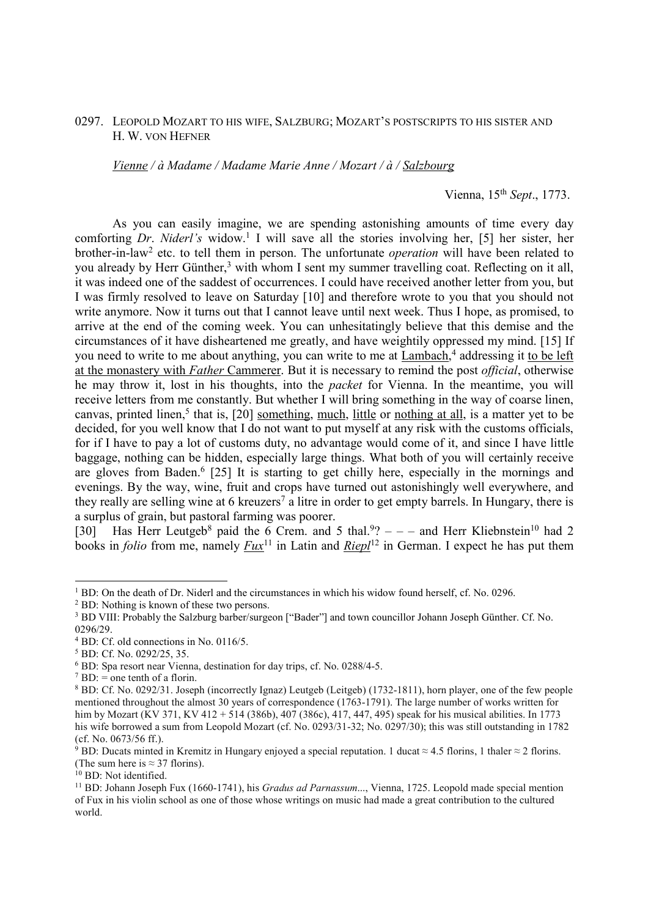0297. LEOPOLD MOZART TO HIS WIFE, SALZBURG; MOZART'S POSTSCRIPTS TO HIS SISTER AND H. W. VON HEFNER

*Vienne / à Madame / Madame Marie Anne / Mozart / à / Salzbourg*

Vienna, 15th *Sept*., 1773.

As you can easily imagine, we are spending astonishing amounts of time every day comforting *Dr*. *Niderl's* widow.[1] I will save all the stories involving her, [5] her sister, her brother-in-law[2] etc. to tell them in person. The unfortunate *operation* will have been related to you already by Herr Günther,[3] with whom I sent my summer travelling coat. Reflecting on it all, it was indeed one of the saddest of occurrences. I could have received another letter from you, but I was firmly resolved to leave on Saturday [10] and therefore wrote to you that you should not write anymore. Now it turns out that I cannot leave until next week. Thus I hope, as promised, to arrive at the end of the coming week. You can unhesitatingly believe that this demise and the circumstances of it have disheartened me greatly, and have weightily oppressed my mind. [15] If you need to write to me about anything, you can write to me at Lambach,[4] addressing it to be left at the monastery with *Father* Cammerer. But it is necessary to remind the post *official*, otherwise he may throw it, lost in his thoughts, into the *packet* for Vienna. In the meantime, you will receive letters from me constantly. But whether I will bring something in the way of coarse linen, canvas, printed linen,[5] that is, [20] something, much, little or nothing at all, is a matter yet to be decided, for you well know that I do not want to put myself at any risk with the customs officials, for if I have to pay a lot of customs duty, no advantage would come of it, and since I have little baggage, nothing can be hidden, especially large things. What both of you will certainly receive are gloves from Baden.[6] [25] It is starting to get chilly here, especially in the mornings and evenings. By the way, wine, fruit and crops have turned out astonishingly well everywhere, and they really are selling wine at 6 kreuzers[7] a litre in order to get empty barrels. In Hungary, there is a surplus of grain, but pastoral farming was poorer.

[30] Has Herr Leutgeb[8] paid the 6 Crem. and 5 thal.[9]? – – – and Herr Kliebnstein[10] had 2 books in *folio* from me, namely *Fux*[11] in Latin and *Riepl*[12] in German. I expect he has put them

---

[1] BD: On the death of Dr. Niderl and the circumstances in which his widow found herself, cf. No. 0296.

[2] BD: Nothing is known of these two persons.

[3] BD VIII: Probably the Salzburg barber/surgeon ["Bader"] and town councillor Johann Joseph Günther. Cf. No. 0296/29.

[4] BD: Cf. old connections in No. 0116/5.

[5] BD: Cf. No. 0292/25, 35.

[6] BD: Spa resort near Vienna, destination for day trips, cf. No. 0288/4-5.

[7] BD: = one tenth of a florin.

[8] BD: Cf. No. 0292/31. Joseph (incorrectly Ignaz) Leutgeb (Leitgeb) (1732-1811), horn player, one of the few people mentioned throughout the almost 30 years of correspondence (1763-1791). The large number of works written for him by Mozart (KV 371, KV 412 + 514 (386b), 407 (386c), 417, 447, 495) speak for his musical abilities. In 1773 his wife borrowed a sum from Leopold Mozart (cf. No. 0293/31-32; No. 0297/30); this was still outstanding in 1782 (cf. No. 0673/56 ff.).

[9] BD: Ducats minted in Kremitz in Hungary enjoyed a special reputation. 1 ducat ≈ 4.5 florins, 1 thaler ≈ 2 florins. (The sum here is ≈ 37 florins).

[10] BD: Not identified.

[11] BD: Johann Joseph Fux (1660-1741), his *Gradus ad Parnassum*..., Vienna, 1725. Leopold made special mention of Fux in his violin school as one of those whose writings on music had made a great contribution to the cultured world.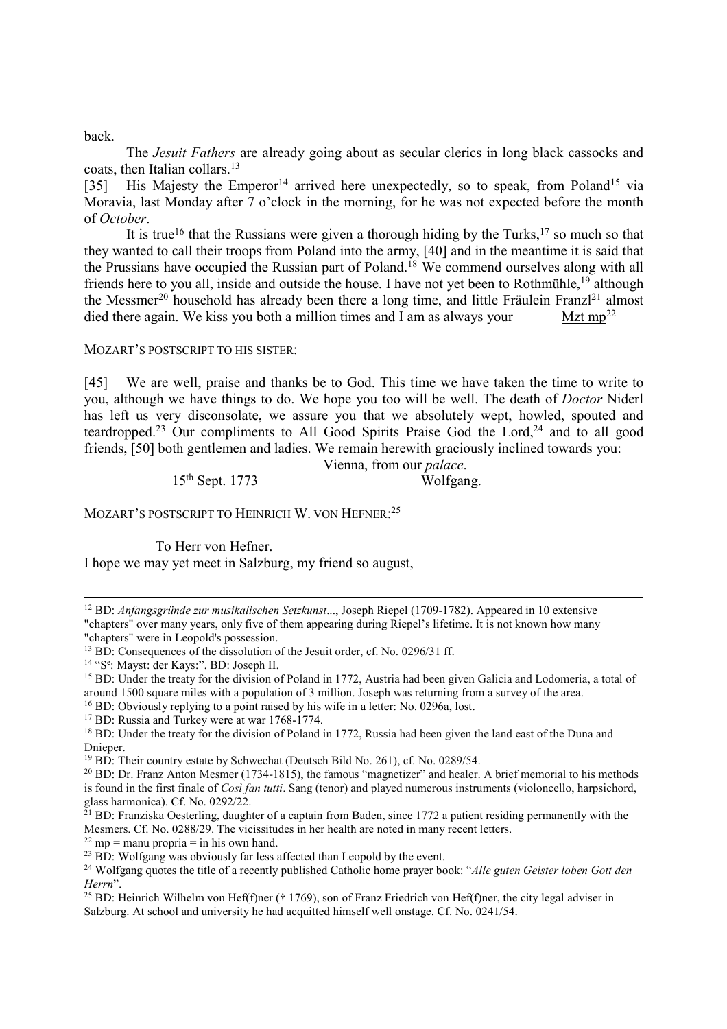back.

The *Jesuit Fathers* are already going about as secular clerics in long black cassocks and coats, then Italian collars.[13]

[35] His Majesty the Emperor[14] arrived here unexpectedly, so to speak, from Poland[15] via Moravia, last Monday after 7 o'clock in the morning, for he was not expected before the month of *October*.

It is true[16] that the Russians were given a thorough hiding by the Turks,[17] so much so that they wanted to call their troops from Poland into the army, [40] and in the meantime it is said that the Prussians have occupied the Russian part of Poland.[18] We commend ourselves along with all friends here to you all, inside and outside the house. I have not yet been to Rothmühle,[19] although the Messmer[20] household has already been there a long time, and little Fräulein Franzl[21] almost died there again. We kiss you both a million times and I am as always your Mzt mp[22]

MOZART'S POSTSCRIPT TO HIS SISTER:

[45] We are well, praise and thanks be to God. This time we have taken the time to write to you, although we have things to do. We hope you too will be well. The death of *Doctor* Niderl has left us very disconsolate, we assure you that we absolutely wept, howled, spouted and teardropped.[23] Our compliments to All Good Spirits Praise God the Lord,[24] and to all good friends, [50] both gentlemen and ladies. We remain herewith graciously inclined towards you:

Vienna, from our *palace*.

15th Sept. 1773 Wolfgang.

MOZART'S POSTSCRIPT TO HEINRICH W. VON HEFNER:[25]

To Herr von Hefner.

I hope we may yet meet in Salzburg, my friend so august,

---

[12] BD: *Anfangsgründe zur musikalischen Setzkunst*..., Joseph Riepel (1709-1782). Appeared in 10 extensive "chapters" over many years, only five of them appearing during Riepel's lifetime. It is not known how many "chapters" were in Leopold's possession.

[13] BD: Consequences of the dissolution of the Jesuit order, cf. No. 0296/31 ff.

[14] "Se: Mayst: der Kays:". BD: Joseph II.

[15] BD: Under the treaty for the division of Poland in 1772, Austria had been given Galicia and Lodomeria, a total of around 1500 square miles with a population of 3 million. Joseph was returning from a survey of the area.

[16] BD: Obviously replying to a point raised by his wife in a letter: No. 0296a, lost.

[17] BD: Russia and Turkey were at war 1768-1774.

[18] BD: Under the treaty for the division of Poland in 1772, Russia had been given the land east of the Duna and Dnieper.

[19] BD: Their country estate by Schwechat (Deutsch Bild No. 261), cf. No. 0289/54.

[20] BD: Dr. Franz Anton Mesmer (1734-1815), the famous "magnetizer" and healer. A brief memorial to his methods is found in the first finale of *Così fan tutti*. Sang (tenor) and played numerous instruments (violoncello, harpsichord, glass harmonica). Cf. No. 0292/22.

[21] BD: Franziska Oesterling, daughter of a captain from Baden, since 1772 a patient residing permanently with the Mesmers. Cf. No. 0288/29. The vicissitudes in her health are noted in many recent letters.

[22] mp = manu propria = in his own hand.

[23] BD: Wolfgang was obviously far less affected than Leopold by the event.

[24] Wolfgang quotes the title of a recently published Catholic home prayer book: "*Alle guten Geister loben Gott den Herrn*".

[25] BD: Heinrich Wilhelm von Hef(f)ner († 1769), son of Franz Friedrich von Hef(f)ner, the city legal adviser in Salzburg. At school and university he had acquitted himself well onstage. Cf. No. 0241/54.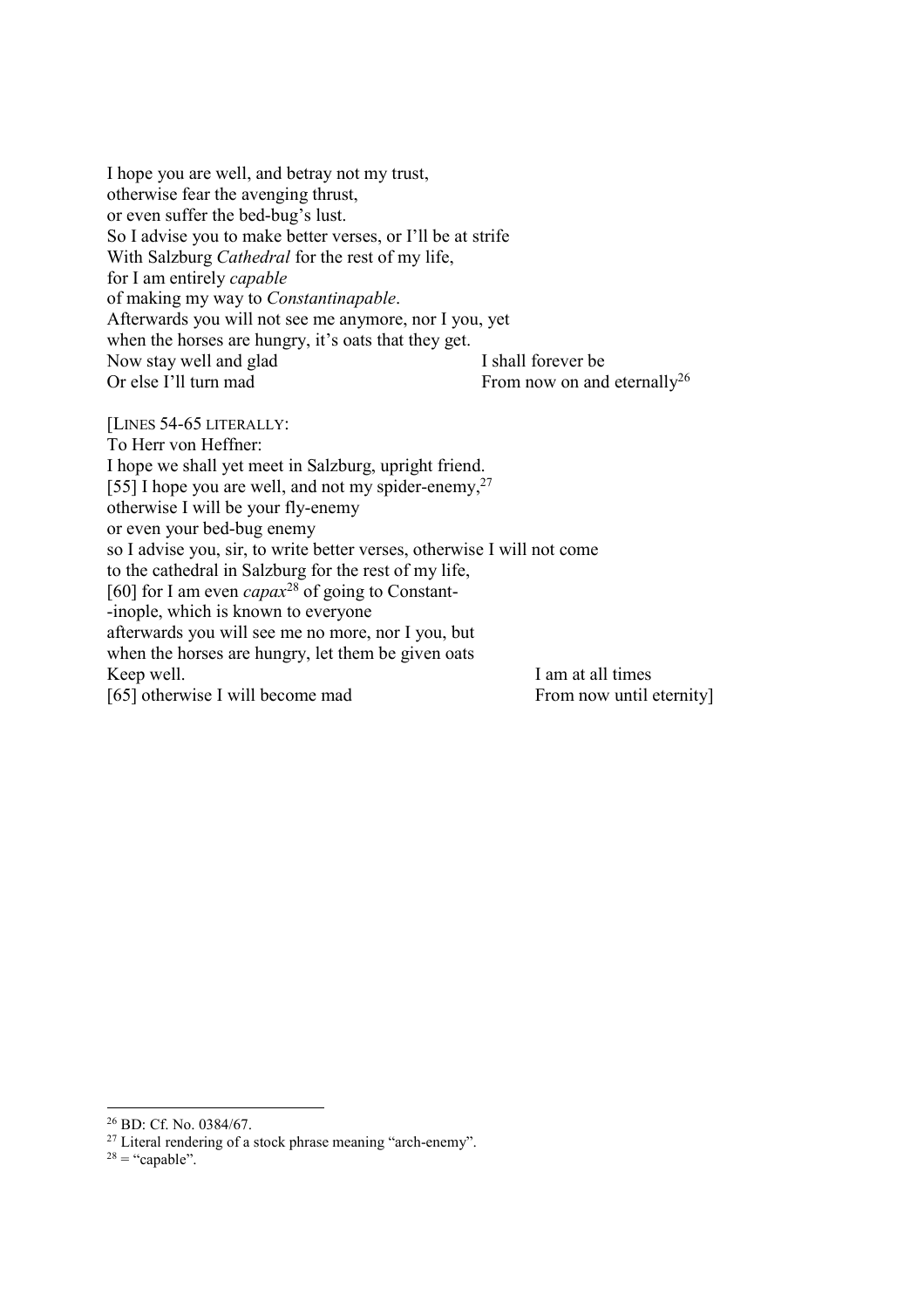I hope you are well, and betray not my trust,
otherwise fear the avenging thrust,
or even suffer the bed-bug's lust.
So I advise you to make better verses, or I'll be at strife
With Salzburg *Cathedral* for the rest of my life,
for I am entirely *capable*
of making my way to *Constantinapable*.
Afterwards you will not see me anymore, nor I you, yet
when the horses are hungry, it's oats that they get.
Now stay well and glad
Or else I'll turn mad

I shall forever be
From now on and eternally[26]

[LINES 54-65 LITERALLY:
To Herr von Heffner:
I hope we shall yet meet in Salzburg, upright friend.
[55] I hope you are well, and not my spider-enemy,[27]
otherwise I will be your fly-enemy
or even your bed-bug enemy
so I advise you, sir, to write better verses, otherwise I will not come
to the cathedral in Salzburg for the rest of my life,
[60] for I am even *capax*[28] of going to Constant-
-inople, which is known to everyone
afterwards you will see me no more, nor I you, but
when the horses are hungry, let them be given oats
Keep well.
[65] otherwise I will become mad

I am at all times
From now until eternity]

---

[26] BD: Cf. No. 0384/67.
[27] Literal rendering of a stock phrase meaning "arch-enemy".
[28] = "capable".